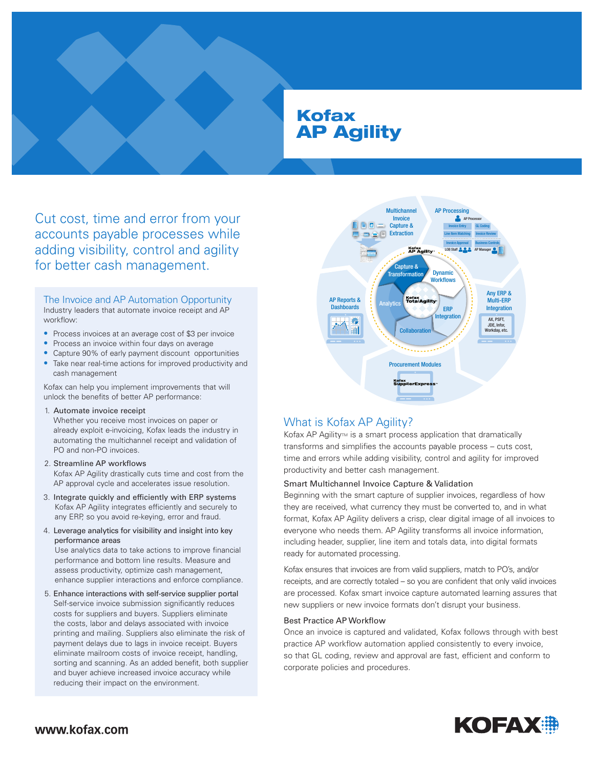# Kofax AP Agility

## Cut cost, time and error from your accounts payable processes while adding visibility, control and agility for better cash management.

### The Invoice and AP Automation Opportunity

Industry leaders that automate invoice receipt and AP workflow:

- Process invoices at an average cost of $3 per invoice
- Process an invoice within four days on average
- Capture 90% of early payment discount opportunities
- Take near real-time actions for improved productivity and cash management

Kofax can help you implement improvements that will unlock the benefits of better AP performance:

1. Automate invoice receipt
   Whether you receive most invoices on paper or already exploit e-invoicing, Kofax leads the industry in automating the multichannel receipt and validation of PO and non-PO invoices.
2. Streamline AP workflows
   Kofax AP Agility drastically cuts time and cost from the AP approval cycle and accelerates issue resolution.
3. Integrate quickly and efficiently with ERP systems
   Kofax AP Agility integrates efficiently and securely to any ERP, so you avoid re-keying, error and fraud.
4. Leverage analytics for visibility and insight into key performance areas
   Use analytics data to take actions to improve financial performance and bottom line results. Measure and assess productivity, optimize cash management, enhance supplier interactions and enforce compliance.
5. Enhance interactions with self-service supplier portal
   Self-service invoice submission significantly reduces costs for suppliers and buyers. Suppliers eliminate the costs, labor and delays associated with invoice printing and mailing. Suppliers also eliminate the risk of payment delays due to lags in invoice receipt. Buyers eliminate mailroom costs of invoice receipt, handling, sorting and scanning. As an added benefit, both supplier and buyer achieve increased invoice accuracy while reducing their impact on the environment.

### What is Kofax AP Agility?

Kofax AP Agility™ is a smart process application that dramatically transforms and simplifies the accounts payable process – cuts cost, time and errors while adding visibility, control and agility for improved productivity and better cash management.

#### Smart Multichannel Invoice Capture & Validation

Beginning with the smart capture of supplier invoices, regardless of how they are received, what currency they must be converted to, and in what format, Kofax AP Agility delivers a crisp, clear digital image of all invoices to everyone who needs them. AP Agility transforms all invoice information, including header, supplier, line item and totals data, into digital formats ready for automated processing.

Kofax ensures that invoices are from valid suppliers, match to PO's, and/or receipts, and are correctly totaled – so you are confident that only valid invoices are processed. Kofax smart invoice capture automated learning assures that new suppliers or new invoice formats don't disrupt your business.

#### Best Practice AP Workflow

Once an invoice is captured and validated, Kofax follows through with best practice AP workflow automation applied consistently to every invoice, so that GL coding, review and approval are fast, efficient and conform to corporate policies and procedures.

www.kofax.com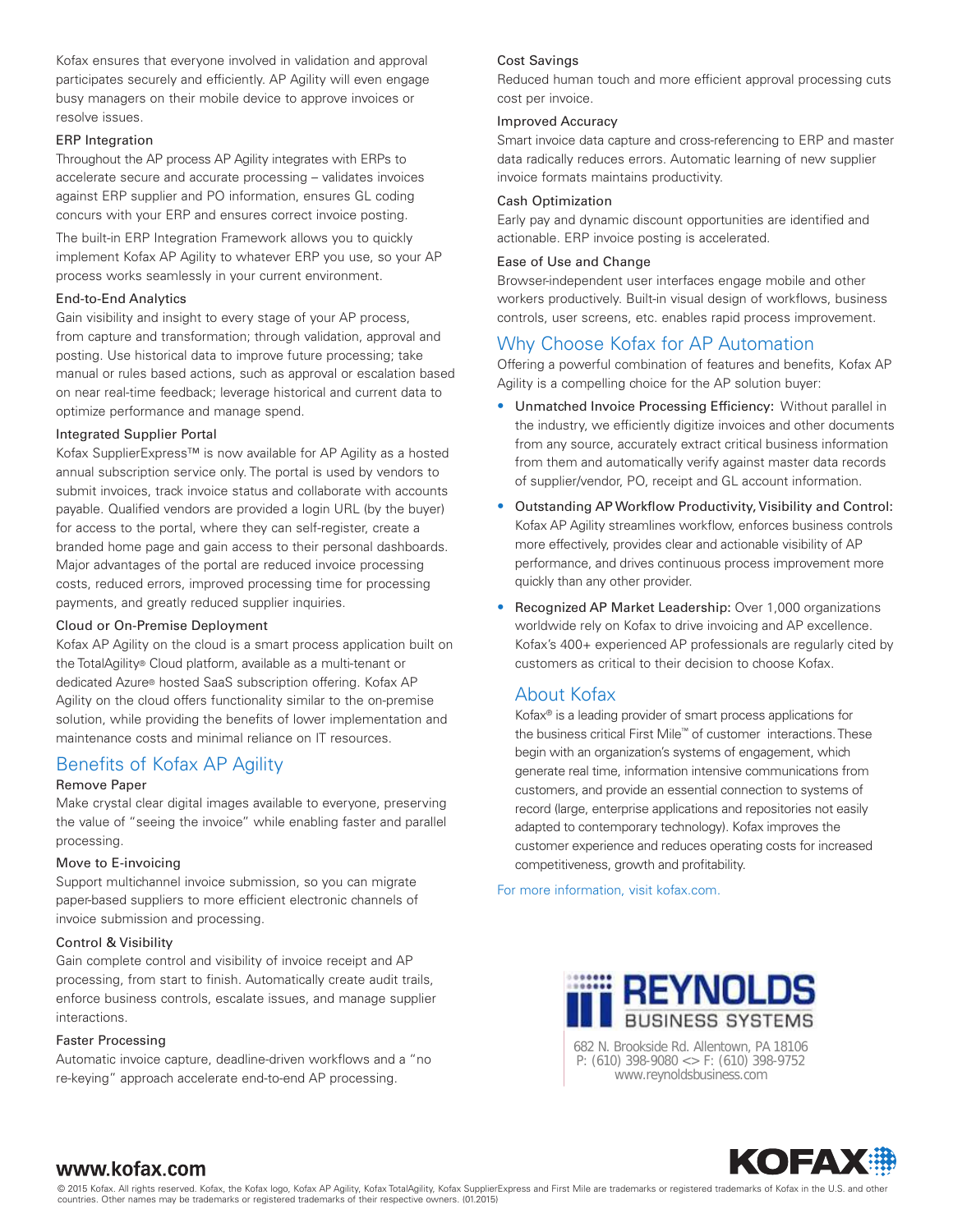Kofax ensures that everyone involved in validation and approval participates securely and efficiently. AP Agility will even engage busy managers on their mobile device to approve invoices or resolve issues.

### ERP Integration

Throughout the AP process AP Agility integrates with ERPs to accelerate secure and accurate processing – validates invoices against ERP supplier and PO information, ensures GL coding concurs with your ERP and ensures correct invoice posting.

The built-in ERP Integration Framework allows you to quickly implement Kofax AP Agility to whatever ERP you use, so your AP process works seamlessly in your current environment.

### End-to-End Analytics

Gain visibility and insight to every stage of your AP process, from capture and transformation; through validation, approval and posting. Use historical data to improve future processing; take manual or rules based actions, such as approval or escalation based on near real-time feedback; leverage historical and current data to optimize performance and manage spend.

### Integrated Supplier Portal

Kofax SupplierExpress™ is now available for AP Agility as a hosted annual subscription service only. The portal is used by vendors to submit invoices, track invoice status and collaborate with accounts payable. Qualified vendors are provided a login URL (by the buyer) for access to the portal, where they can self-register, create a branded home page and gain access to their personal dashboards. Major advantages of the portal are reduced invoice processing costs, reduced errors, improved processing time for processing payments, and greatly reduced supplier inquiries.

### Cloud or On-Premise Deployment

Kofax AP Agility on the cloud is a smart process application built on the TotalAgility® Cloud platform, available as a multi-tenant or dedicated Azure® hosted SaaS subscription offering. Kofax AP Agility on the cloud offers functionality similar to the on-premise solution, while providing the benefits of lower implementation and maintenance costs and minimal reliance on IT resources.

## Benefits of Kofax AP Agility

### Remove Paper

Make crystal clear digital images available to everyone, preserving the value of "seeing the invoice" while enabling faster and parallel processing.

### Move to E-invoicing

Support multichannel invoice submission, so you can migrate paper-based suppliers to more efficient electronic channels of invoice submission and processing.

### Control & Visibility

Gain complete control and visibility of invoice receipt and AP processing, from start to finish. Automatically create audit trails, enforce business controls, escalate issues, and manage supplier interactions.

### Faster Processing

Automatic invoice capture, deadline-driven workflows and a "no re-keying" approach accelerate end-to-end AP processing.

### Cost Savings

Reduced human touch and more efficient approval processing cuts cost per invoice.

### Improved Accuracy

Smart invoice data capture and cross-referencing to ERP and master data radically reduces errors. Automatic learning of new supplier invoice formats maintains productivity.

### Cash Optimization

Early pay and dynamic discount opportunities are identified and actionable. ERP invoice posting is accelerated.

### Ease of Use and Change

Browser-independent user interfaces engage mobile and other workers productively. Built-in visual design of workflows, business controls, user screens, etc. enables rapid process improvement.

## Why Choose Kofax for AP Automation

Offering a powerful combination of features and benefits, Kofax AP Agility is a compelling choice for the AP solution buyer:

- **Unmatched Invoice Processing Efficiency:** Without parallel in the industry, we efficiently digitize invoices and other documents from any source, accurately extract critical business information from them and automatically verify against master data records of supplier/vendor, PO, receipt and GL account information.
- **Outstanding AP Workflow Productivity, Visibility and Control:** Kofax AP Agility streamlines workflow, enforces business controls more effectively, provides clear and actionable visibility of AP performance, and drives continuous process improvement more quickly than any other provider.
- **Recognized AP Market Leadership:** Over 1,000 organizations worldwide rely on Kofax to drive invoicing and AP excellence. Kofax's 400+ experienced AP professionals are regularly cited by customers as critical to their decision to choose Kofax.

## About Kofax

Kofax® is a leading provider of smart process applications for the business critical First Mile™ of customer interactions. These begin with an organization's systems of engagement, which generate real time, information intensive communications from customers, and provide an essential connection to systems of record (large, enterprise applications and repositories not easily adapted to contemporary technology). Kofax improves the customer experience and reduces operating costs for increased competitiveness, growth and profitability.

For more information, visit kofax.com.

REYNOLDS BUSINESS SYSTEMS
682 N. Brookside Rd. Allentown, PA 18106
P: (610) 398-9080 <> F: (610) 398-9752
www.reynoldsbusiness.com

KOFAX

www.kofax.com

© 2015 Kofax. All rights reserved. Kofax, the Kofax logo, Kofax AP Agility, Kofax TotalAgility, Kofax SupplierExpress and First Mile are trademarks or registered trademarks of Kofax in the U.S. and other countries. Other names may be trademarks or registered trademarks of their respective owners. (01.2015)